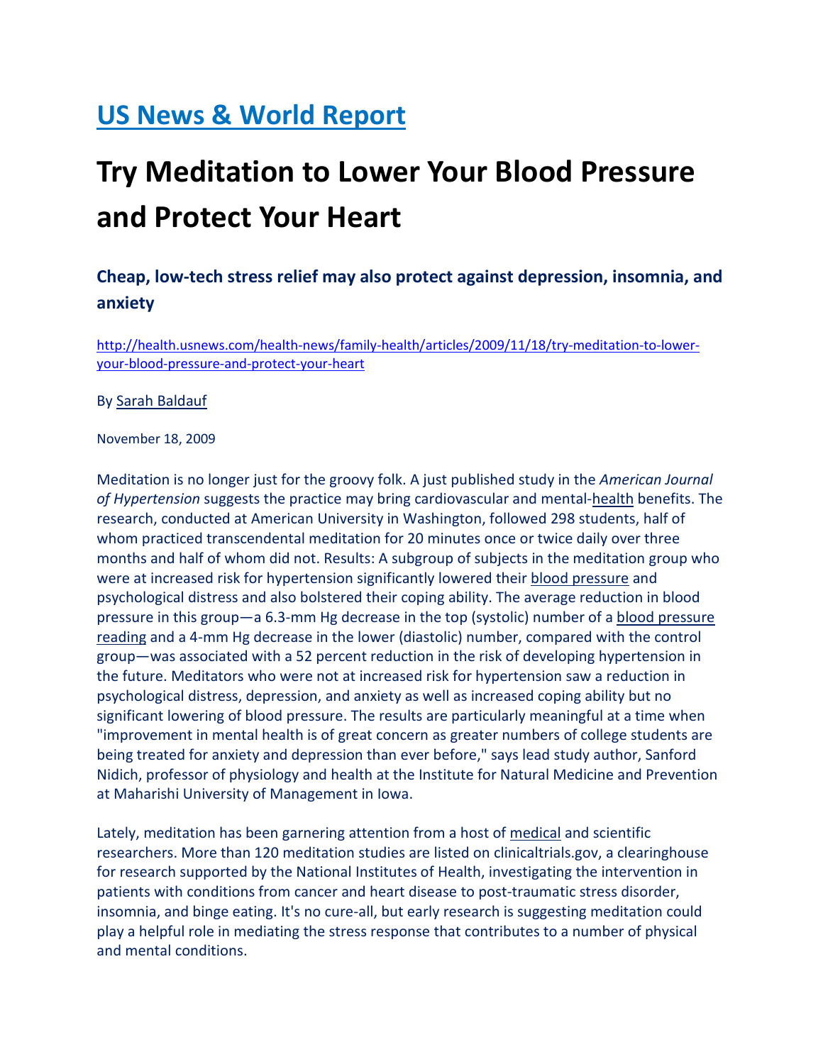# [US News & World Report](#)

# Try Meditation to Lower Your Blood Pressure and Protect Your Heart

### Cheap, low-tech stress relief may also protect against depression, insomnia, and anxiety

http://health.usnews.com/health-news/family-health/articles/2009/11/18/try-meditation-to-lower-your-blood-pressure-and-protect-your-heart

By Sarah Baldauf

November 18, 2009

Meditation is no longer just for the groovy folk. A just published study in the *American Journal of Hypertension* suggests the practice may bring cardiovascular and mental-health benefits. The research, conducted at American University in Washington, followed 298 students, half of whom practiced transcendental meditation for 20 minutes once or twice daily over three months and half of whom did not. Results: A subgroup of subjects in the meditation group who were at increased risk for hypertension significantly lowered their blood pressure and psychological distress and also bolstered their coping ability. The average reduction in blood pressure in this group—a 6.3-mm Hg decrease in the top (systolic) number of a blood pressure reading and a 4-mm Hg decrease in the lower (diastolic) number, compared with the control group—was associated with a 52 percent reduction in the risk of developing hypertension in the future. Meditators who were not at increased risk for hypertension saw a reduction in psychological distress, depression, and anxiety as well as increased coping ability but no significant lowering of blood pressure. The results are particularly meaningful at a time when "improvement in mental health is of great concern as greater numbers of college students are being treated for anxiety and depression than ever before," says lead study author, Sanford Nidich, professor of physiology and health at the Institute for Natural Medicine and Prevention at Maharishi University of Management in Iowa.

Lately, meditation has been garnering attention from a host of medical and scientific researchers. More than 120 meditation studies are listed on clinicaltrials.gov, a clearinghouse for research supported by the National Institutes of Health, investigating the intervention in patients with conditions from cancer and heart disease to post-traumatic stress disorder, insomnia, and binge eating. It's no cure-all, but early research is suggesting meditation could play a helpful role in mediating the stress response that contributes to a number of physical and mental conditions.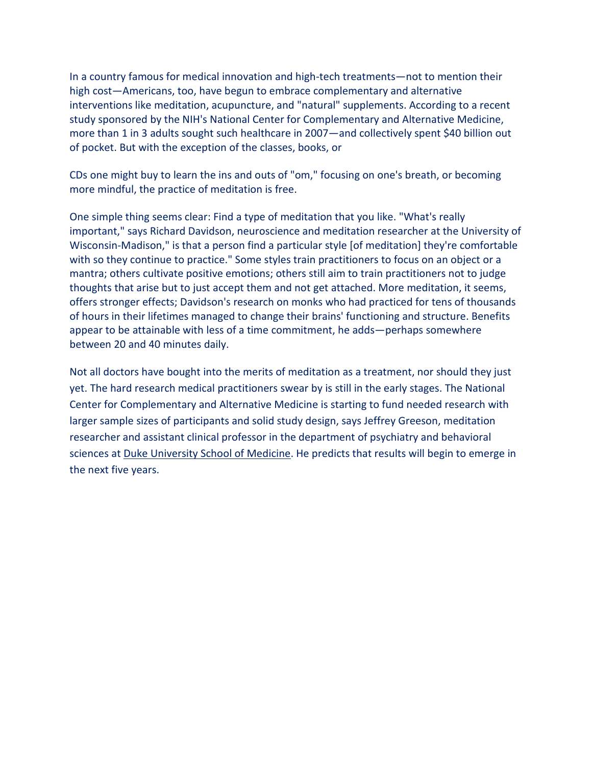In a country famous for medical innovation and high-tech treatments—not to mention their high cost—Americans, too, have begun to embrace complementary and alternative interventions like meditation, acupuncture, and "natural" supplements. According to a recent study sponsored by the NIH's National Center for Complementary and Alternative Medicine, more than 1 in 3 adults sought such healthcare in 2007—and collectively spent $40 billion out of pocket. But with the exception of the classes, books, or

CDs one might buy to learn the ins and outs of "om," focusing on one's breath, or becoming more mindful, the practice of meditation is free.

One simple thing seems clear: Find a type of meditation that you like. "What's really important," says Richard Davidson, neuroscience and meditation researcher at the University of Wisconsin-Madison," is that a person find a particular style [of meditation] they're comfortable with so they continue to practice." Some styles train practitioners to focus on an object or a mantra; others cultivate positive emotions; others still aim to train practitioners not to judge thoughts that arise but to just accept them and not get attached. More meditation, it seems, offers stronger effects; Davidson's research on monks who had practiced for tens of thousands of hours in their lifetimes managed to change their brains' functioning and structure. Benefits appear to be attainable with less of a time commitment, he adds—perhaps somewhere between 20 and 40 minutes daily.

Not all doctors have bought into the merits of meditation as a treatment, nor should they just yet. The hard research medical practitioners swear by is still in the early stages. The National Center for Complementary and Alternative Medicine is starting to fund needed research with larger sample sizes of participants and solid study design, says Jeffrey Greeson, meditation researcher and assistant clinical professor in the department of psychiatry and behavioral sciences at Duke University School of Medicine. He predicts that results will begin to emerge in the next five years.